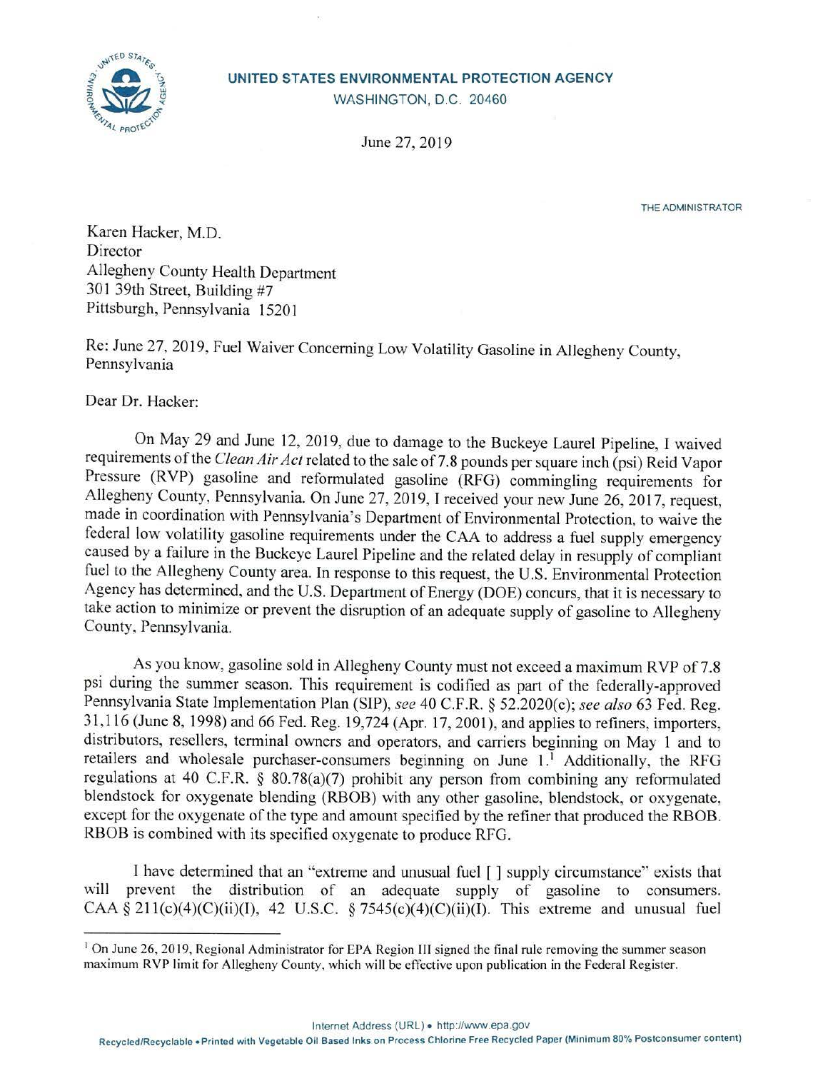**UNITED STATES ENVIRONMENTAL PROTECTION AGENCY**
WASHINGTON, D.C. 20460

June 27, 2019

THE ADMINISTRATOR

Karen Hacker, M.D.
Director
Allegheny County Health Department
301 39th Street, Building #7
Pittsburgh, Pennsylvania 15201

Re: June 27, 2019, Fuel Waiver Concerning Low Volatility Gasoline in Allegheny County, Pennsylvania

Dear Dr. Hacker:

On May 29 and June 12, 2019, due to damage to the Buckeye Laurel Pipeline, I waived requirements of the *Clean Air Act* related to the sale of 7.8 pounds per square inch (psi) Reid Vapor Pressure (RVP) gasoline and reformulated gasoline (RFG) commingling requirements for Allegheny County, Pennsylvania. On June 27, 2019, I received your new June 26, 2017, request, made in coordination with Pennsylvania's Department of Environmental Protection, to waive the federal low volatility gasoline requirements under the CAA to address a fuel supply emergency caused by a failure in the Buckeye Laurel Pipeline and the related delay in resupply of compliant fuel to the Allegheny County area. In response to this request, the U.S. Environmental Protection Agency has determined, and the U.S. Department of Energy (DOE) concurs, that it is necessary to take action to minimize or prevent the disruption of an adequate supply of gasoline to Allegheny County, Pennsylvania.

As you know, gasoline sold in Allegheny County must not exceed a maximum RVP of 7.8 psi during the summer season. This requirement is codified as part of the federally-approved Pennsylvania State Implementation Plan (SIP), *see* 40 C.F.R. § 52.2020(c); *see also* 63 Fed. Reg. 31,116 (June 8, 1998) and 66 Fed. Reg. 19,724 (Apr. 17, 2001), and applies to refiners, importers, distributors, resellers, terminal owners and operators, and carriers beginning on May 1 and to retailers and wholesale purchaser-consumers beginning on June 1.[1] Additionally, the RFG regulations at 40 C.F.R. § 80.78(a)(7) prohibit any person from combining any reformulated blendstock for oxygenate blending (RBOB) with any other gasoline, blendstock, or oxygenate, except for the oxygenate of the type and amount specified by the refiner that produced the RBOB. RBOB is combined with its specified oxygenate to produce RFG.

I have determined that an "extreme and unusual fuel [ ] supply circumstance" exists that will prevent the distribution of an adequate supply of gasoline to consumers. CAA § 211(c)(4)(C)(ii)(I), 42 U.S.C. § 7545(c)(4)(C)(ii)(I). This extreme and unusual fuel

[1] On June 26, 2019, Regional Administrator for EPA Region III signed the final rule removing the summer season maximum RVP limit for Allegheny County, which will be effective upon publication in the Federal Register.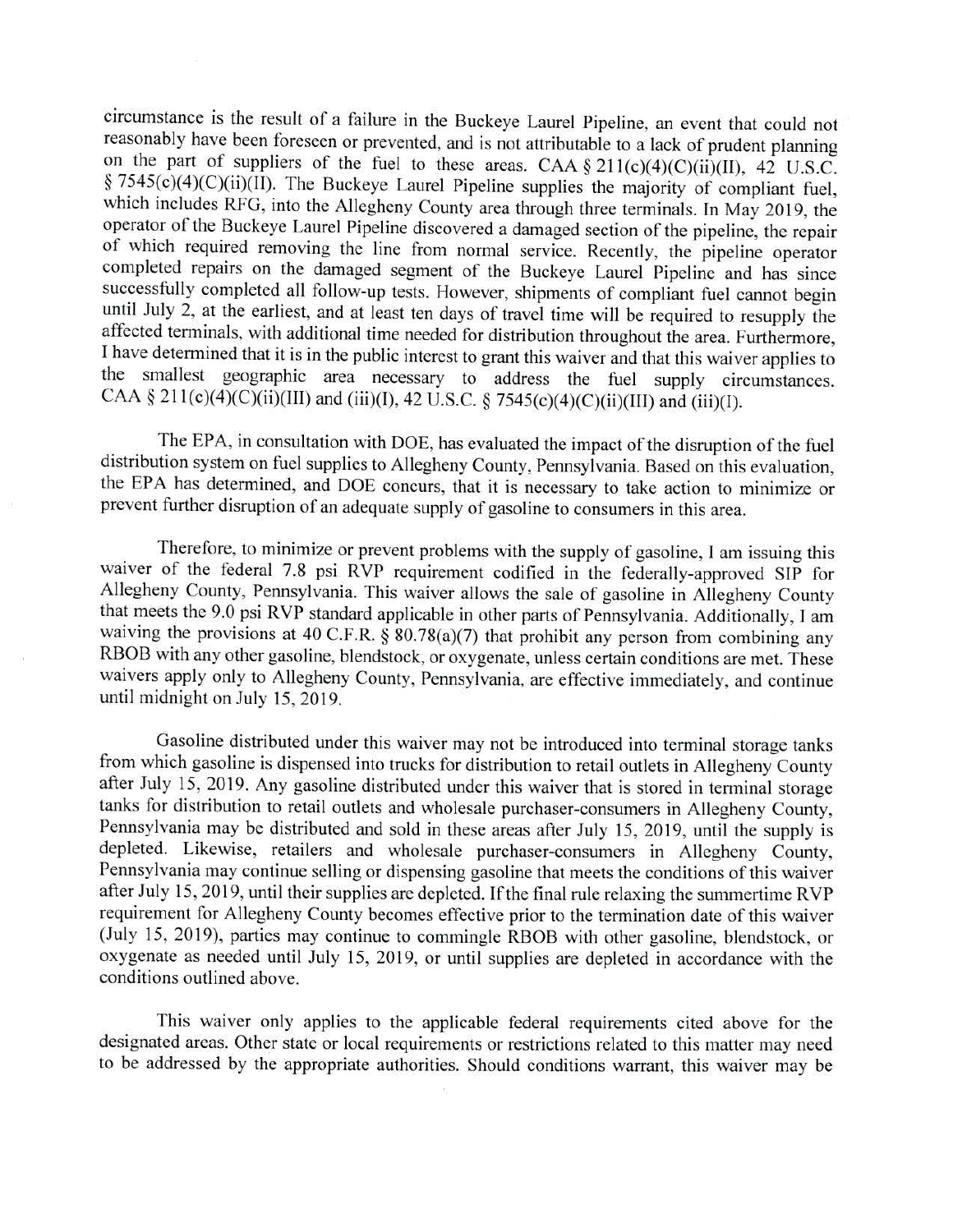circumstance is the result of a failure in the Buckeye Laurel Pipeline, an event that could not reasonably have been foreseen or prevented, and is not attributable to a lack of prudent planning on the part of suppliers of the fuel to these areas. CAA § 211(c)(4)(C)(ii)(II), 42 U.S.C. § 7545(c)(4)(C)(ii)(II). The Buckeye Laurel Pipeline supplies the majority of compliant fuel, which includes RFG, into the Allegheny County area through three terminals. In May 2019, the operator of the Buckeye Laurel Pipeline discovered a damaged section of the pipeline, the repair of which required removing the line from normal service. Recently, the pipeline operator completed repairs on the damaged segment of the Buckeye Laurel Pipeline and has since successfully completed all follow-up tests. However, shipments of compliant fuel cannot begin until July 2, at the earliest, and at least ten days of travel time will be required to resupply the affected terminals, with additional time needed for distribution throughout the area. Furthermore, I have determined that it is in the public interest to grant this waiver and that this waiver applies to the smallest geographic area necessary to address the fuel supply circumstances. CAA § 211(c)(4)(C)(ii)(III) and (iii)(I), 42 U.S.C. § 7545(c)(4)(C)(ii)(III) and (iii)(I).

The EPA, in consultation with DOE, has evaluated the impact of the disruption of the fuel distribution system on fuel supplies to Allegheny County, Pennsylvania. Based on this evaluation, the EPA has determined, and DOE concurs, that it is necessary to take action to minimize or prevent further disruption of an adequate supply of gasoline to consumers in this area.

Therefore, to minimize or prevent problems with the supply of gasoline, I am issuing this waiver of the federal 7.8 psi RVP requirement codified in the federally-approved SIP for Allegheny County, Pennsylvania. This waiver allows the sale of gasoline in Allegheny County that meets the 9.0 psi RVP standard applicable in other parts of Pennsylvania. Additionally, I am waiving the provisions at 40 C.F.R. § 80.78(a)(7) that prohibit any person from combining any RBOB with any other gasoline, blendstock, or oxygenate, unless certain conditions are met. These waivers apply only to Allegheny County, Pennsylvania, are effective immediately, and continue until midnight on July 15, 2019.

Gasoline distributed under this waiver may not be introduced into terminal storage tanks from which gasoline is dispensed into trucks for distribution to retail outlets in Allegheny County after July 15, 2019. Any gasoline distributed under this waiver that is stored in terminal storage tanks for distribution to retail outlets and wholesale purchaser-consumers in Allegheny County, Pennsylvania may be distributed and sold in these areas after July 15, 2019, until the supply is depleted. Likewise, retailers and wholesale purchaser-consumers in Allegheny County, Pennsylvania may continue selling or dispensing gasoline that meets the conditions of this waiver after July 15, 2019, until their supplies are depleted. If the final rule relaxing the summertime RVP requirement for Allegheny County becomes effective prior to the termination date of this waiver (July 15, 2019), parties may continue to commingle RBOB with other gasoline, blendstock, or oxygenate as needed until July 15, 2019, or until supplies are depleted in accordance with the conditions outlined above.

This waiver only applies to the applicable federal requirements cited above for the designated areas. Other state or local requirements or restrictions related to this matter may need to be addressed by the appropriate authorities. Should conditions warrant, this waiver may be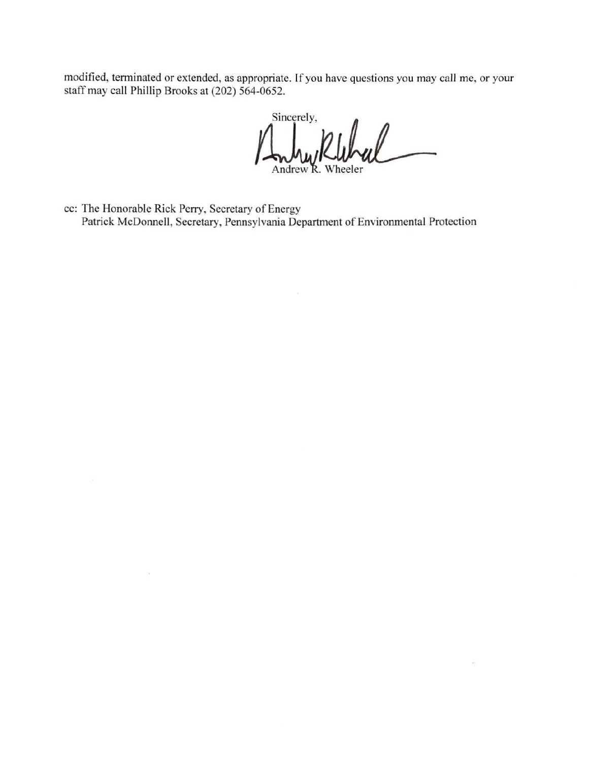modified, terminated or extended, as appropriate. If you have questions you may call me, or your staff may call Phillip Brooks at (202) 564-0652.

Sincerely,

Andrew R. Wheeler

cc: The Honorable Rick Perry, Secretary of Energy
Patrick McDonnell, Secretary, Pennsylvania Department of Environmental Protection